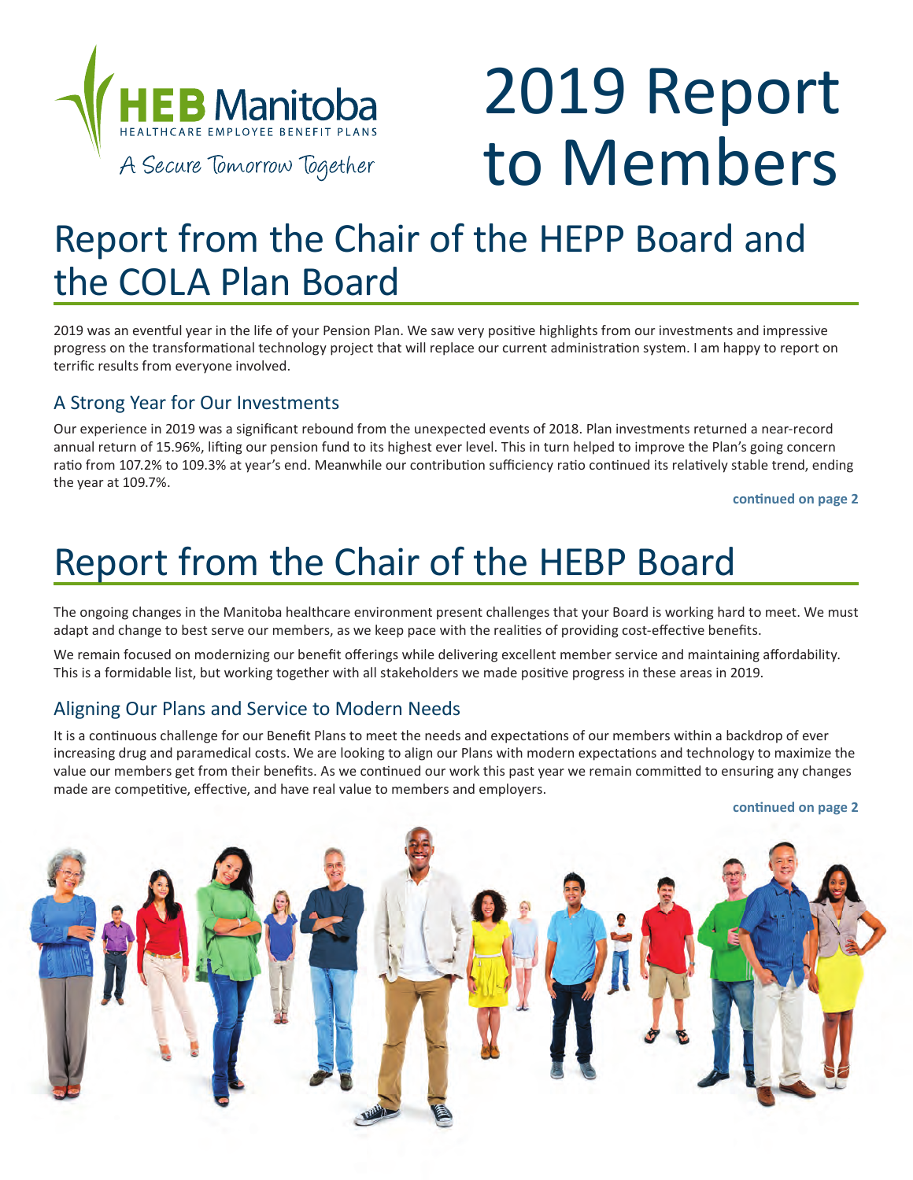HEB Manitoba

HEALTHCARE EMPLOYEE BENEFIT PLANS

A Secure Tomorrow Together

# 2019 Report to Members

## Report from the Chair of the HEPP Board and the COLA Plan Board

2019 was an eventful year in the life of your Pension Plan. We saw very positive highlights from our investments and impressive progress on the transformational technology project that will replace our current administration system. I am happy to report on terrific results from everyone involved.

### A Strong Year for Our Investments

Our experience in 2019 was a significant rebound from the unexpected events of 2018. Plan investments returned a near-record annual return of 15.96%, lifting our pension fund to its highest ever level. This in turn helped to improve the Plan's going concern ratio from 107.2% to 109.3% at year's end. Meanwhile our contribution sufficiency ratio continued its relatively stable trend, ending the year at 109.7%.

**continued on page 2**

## Report from the Chair of the HEBP Board

The ongoing changes in the Manitoba healthcare environment present challenges that your Board is working hard to meet. We must adapt and change to best serve our members, as we keep pace with the realities of providing cost-effective benefits.

We remain focused on modernizing our benefit offerings while delivering excellent member service and maintaining affordability. This is a formidable list, but working together with all stakeholders we made positive progress in these areas in 2019.

### Aligning Our Plans and Service to Modern Needs

It is a continuous challenge for our Benefit Plans to meet the needs and expectations of our members within a backdrop of ever increasing drug and paramedical costs. We are looking to align our Plans with modern expectations and technology to maximize the value our members get from their benefits. As we continued our work this past year we remain committed to ensuring any changes made are competitive, effective, and have real value to members and employers.

**continued on page 2**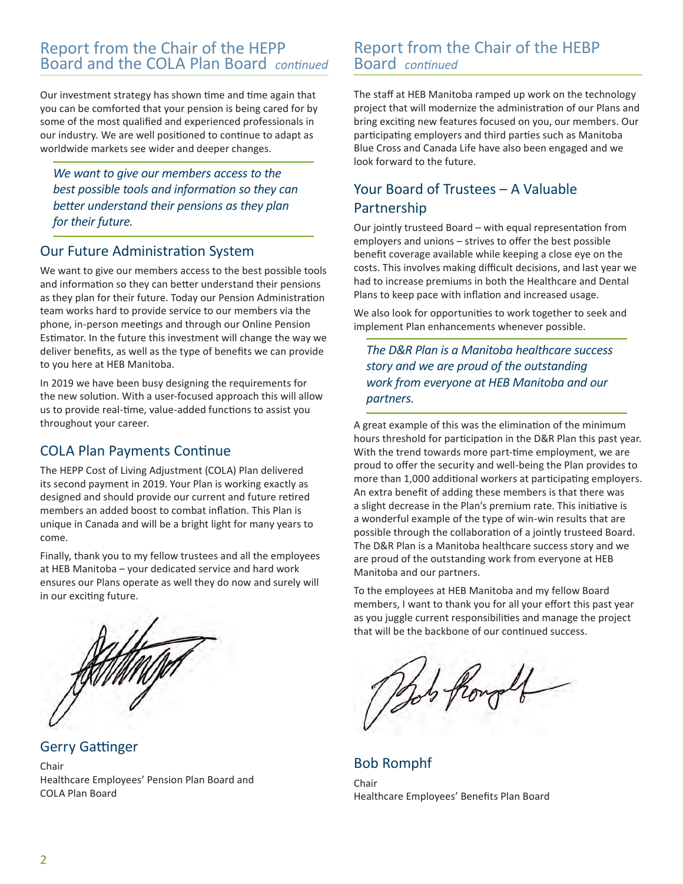## Report from the Chair of the HEPP Board and the COLA Plan Board *continued*

Our investment strategy has shown time and time again that you can be comforted that your pension is being cared for by some of the most qualified and experienced professionals in our industry. We are well positioned to continue to adapt as worldwide markets see wider and deeper changes.

*We want to give our members access to the best possible tools and information so they can better understand their pensions as they plan for their future.*

### Our Future Administration System

We want to give our members access to the best possible tools and information so they can better understand their pensions as they plan for their future. Today our Pension Administration team works hard to provide service to our members via the phone, in-person meetings and through our Online Pension Estimator. In the future this investment will change the way we deliver benefits, as well as the type of benefits we can provide to you here at HEB Manitoba.

In 2019 we have been busy designing the requirements for the new solution. With a user-focused approach this will allow us to provide real-time, value-added functions to assist you throughout your career.

### COLA Plan Payments Continue

The HEPP Cost of Living Adjustment (COLA) Plan delivered its second payment in 2019. Your Plan is working exactly as designed and should provide our current and future retired members an added boost to combat inflation. This Plan is unique in Canada and will be a bright light for many years to come.

Finally, thank you to my fellow trustees and all the employees at HEB Manitoba – your dedicated service and hard work ensures our Plans operate as well they do now and surely will in our exciting future.

Gerry Gattinger

Chair
Healthcare Employees' Pension Plan Board and
COLA Plan Board

## Report from the Chair of the HEBP Board *continued*

The staff at HEB Manitoba ramped up work on the technology project that will modernize the administration of our Plans and bring exciting new features focused on you, our members. Our participating employers and third parties such as Manitoba Blue Cross and Canada Life have also been engaged and we look forward to the future.

### Your Board of Trustees – A Valuable Partnership

Our jointly trusteed Board – with equal representation from employers and unions – strives to offer the best possible benefit coverage available while keeping a close eye on the costs. This involves making difficult decisions, and last year we had to increase premiums in both the Healthcare and Dental Plans to keep pace with inflation and increased usage.

We also look for opportunities to work together to seek and implement Plan enhancements whenever possible.

*The D&R Plan is a Manitoba healthcare success story and we are proud of the outstanding work from everyone at HEB Manitoba and our partners.*

A great example of this was the elimination of the minimum hours threshold for participation in the D&R Plan this past year. With the trend towards more part-time employment, we are proud to offer the security and well-being the Plan provides to more than 1,000 additional workers at participating employers. An extra benefit of adding these members is that there was a slight decrease in the Plan's premium rate. This initiative is a wonderful example of the type of win-win results that are possible through the collaboration of a jointly trusteed Board. The D&R Plan is a Manitoba healthcare success story and we are proud of the outstanding work from everyone at HEB Manitoba and our partners.

To the employees at HEB Manitoba and my fellow Board members, I want to thank you for all your effort this past year as you juggle current responsibilities and manage the project that will be the backbone of our continued success.

Bob Romphf

Chair
Healthcare Employees' Benefits Plan Board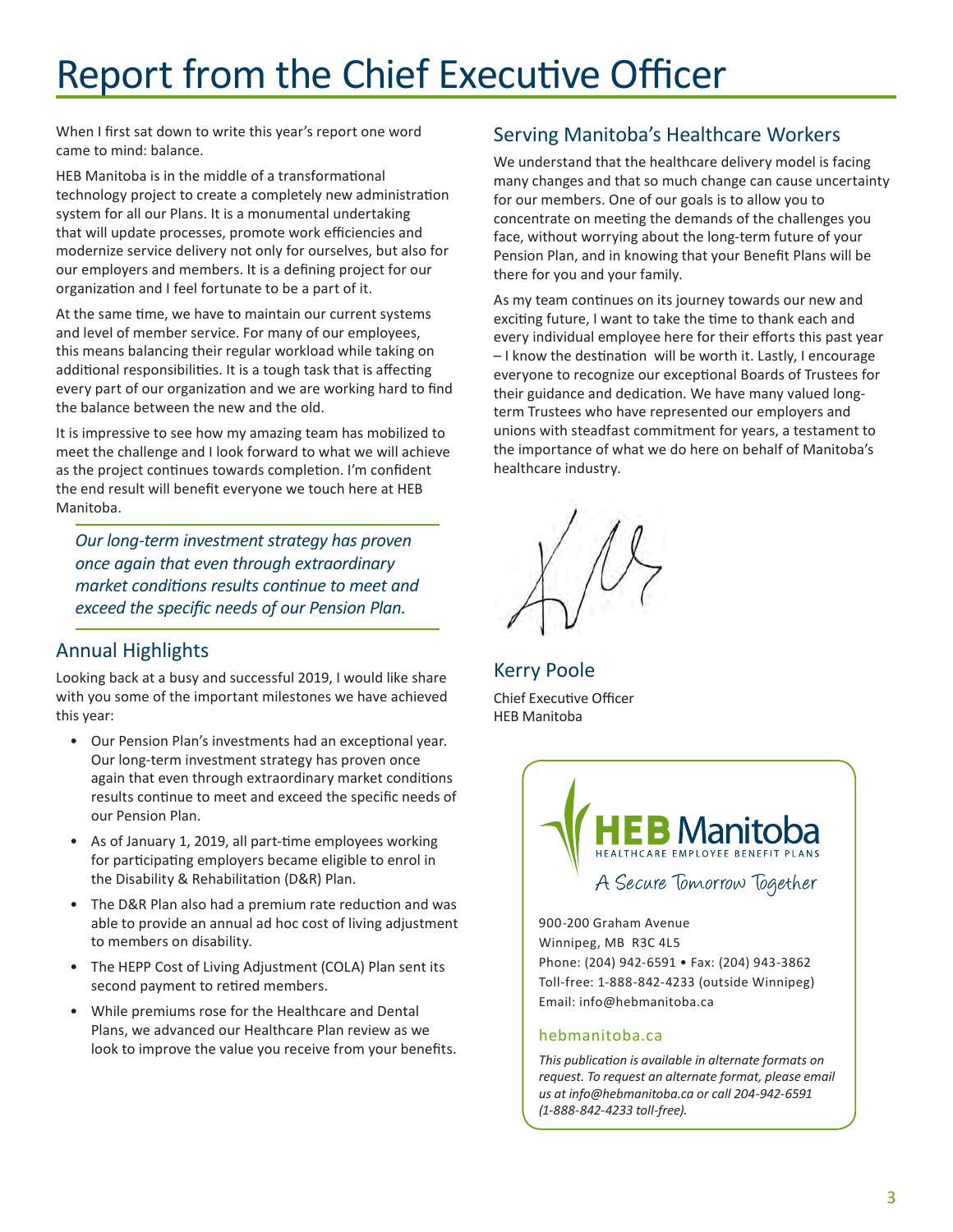# Report from the Chief Executive Officer

When I first sat down to write this year's report one word came to mind: balance.

HEB Manitoba is in the middle of a transformational technology project to create a completely new administration system for all our Plans. It is a monumental undertaking that will update processes, promote work efficiencies and modernize service delivery not only for ourselves, but also for our employers and members. It is a defining project for our organization and I feel fortunate to be a part of it.

At the same time, we have to maintain our current systems and level of member service. For many of our employees, this means balancing their regular workload while taking on additional responsibilities. It is a tough task that is affecting every part of our organization and we are working hard to find the balance between the new and the old.

It is impressive to see how my amazing team has mobilized to meet the challenge and I look forward to what we will achieve as the project continues towards completion. I'm confident the end result will benefit everyone we touch here at HEB Manitoba.

*Our long-term investment strategy has proven once again that even through extraordinary market conditions results continue to meet and exceed the specific needs of our Pension Plan.*

## Annual Highlights

Looking back at a busy and successful 2019, I would like share with you some of the important milestones we have achieved this year:

- Our Pension Plan's investments had an exceptional year. Our long-term investment strategy has proven once again that even through extraordinary market conditions results continue to meet and exceed the specific needs of our Pension Plan.
- As of January 1, 2019, all part-time employees working for participating employers became eligible to enrol in the Disability & Rehabilitation (D&R) Plan.
- The D&R Plan also had a premium rate reduction and was able to provide an annual ad hoc cost of living adjustment to members on disability.
- The HEPP Cost of Living Adjustment (COLA) Plan sent its second payment to retired members.
- While premiums rose for the Healthcare and Dental Plans, we advanced our Healthcare Plan review as we look to improve the value you receive from your benefits.

## Serving Manitoba's Healthcare Workers

We understand that the healthcare delivery model is facing many changes and that so much change can cause uncertainty for our members. One of our goals is to allow you to concentrate on meeting the demands of the challenges you face, without worrying about the long-term future of your Pension Plan, and in knowing that your Benefit Plans will be there for you and your family.

As my team continues on its journey towards our new and exciting future, I want to take the time to thank each and every individual employee here for their efforts this past year – I know the destination will be worth it. Lastly, I encourage everyone to recognize our exceptional Boards of Trustees for their guidance and dedication. We have many valued long-term Trustees who have represented our employers and unions with steadfast commitment for years, a testament to the importance of what we do here on behalf of Manitoba's healthcare industry.

Kerry Poole
Chief Executive Officer
HEB Manitoba

**HEB Manitoba**
HEALTHCARE EMPLOYEE BENEFIT PLANS
A Secure Tomorrow Together

900-200 Graham Avenue
Winnipeg, MB R3C 4L5
Phone: (204) 942-6591 • Fax: (204) 943-3862
Toll-free: 1-888-842-4233 (outside Winnipeg)
Email: info@hebmanitoba.ca

hebmanitoba.ca

*This publication is available in alternate formats on request. To request an alternate format, please email us at info@hebmanitoba.ca or call 204-942-6591 (1-888-842-4233 toll-free).*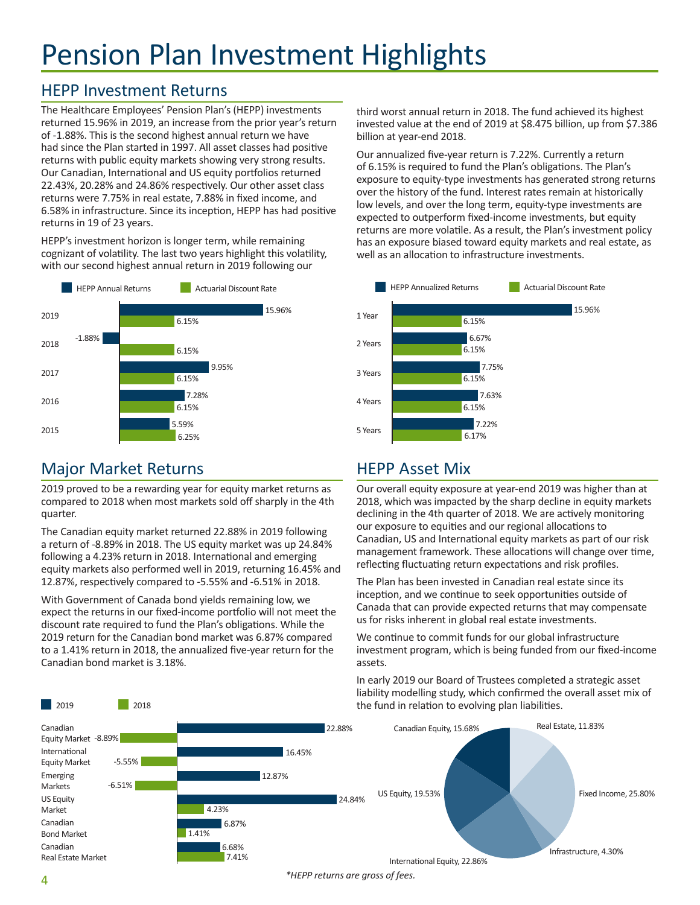# Pension Plan Investment Highlights

## HEPP Investment Returns

The Healthcare Employees' Pension Plan's (HEPP) investments returned 15.96% in 2019, an increase from the prior year's return of -1.88%. This is the second highest annual return we have had since the Plan started in 1997. All asset classes had positive returns with public equity markets showing very strong results. Our Canadian, International and US equity portfolios returned 22.43%, 20.28% and 24.86% respectively. Our other asset class returns were 7.75% in real estate, 7.88% in fixed income, and 6.58% in infrastructure. Since its inception, HEPP has had positive returns in 19 of 23 years.

HEPP's investment horizon is longer term, while remaining cognizant of volatility. The last two years highlight this volatility, with our second highest annual return in 2019 following our third worst annual return in 2018. The fund achieved its highest invested value at the end of 2019 at $8.475 billion, up from $7.386 billion at year-end 2018.

Our annualized five-year return is 7.22%. Currently a return of 6.15% is required to fund the Plan's obligations. The Plan's exposure to equity-type investments has generated strong returns over the history of the fund. Interest rates remain at historically low levels, and over the long term, equity-type investments are expected to outperform fixed-income investments, but equity returns are more volatile. As a result, the Plan's investment policy has an exposure biased toward equity markets and real estate, as well as an allocation to infrastructure investments.

| Year | HEPP Annual Returns | Actuarial Discount Rate |
|---|---|---|
| 2019 | 15.96% | 6.15% |
| 2018 | -1.88% | 6.15% |
| 2017 | 9.95% | 6.15% |
| 2016 | 7.28% | 6.15% |
| 2015 | 5.59% | 6.25% |

| Period | HEPP Annualized Returns | Actuarial Discount Rate |
|---|---|---|
| 1 Year | 15.96% | 6.15% |
| 2 Years | 6.67% | 6.15% |
| 3 Years | 7.75% | 6.15% |
| 4 Years | 7.63% | 6.15% |
| 5 Years | 7.22% | 6.17% |

## Major Market Returns

2019 proved to be a rewarding year for equity market returns as compared to 2018 when most markets sold off sharply in the 4th quarter.

The Canadian equity market returned 22.88% in 2019 following a return of -8.89% in 2018. The US equity market was up 24.84% following a 4.23% return in 2018. International and emerging equity markets also performed well in 2019, returning 16.45% and 12.87%, respectively compared to -5.55% and -6.51% in 2018.

With Government of Canada bond yields remaining low, we expect the returns in our fixed-income portfolio will not meet the discount rate required to fund the Plan's obligations. While the 2019 return for the Canadian bond market was 6.87% compared to a 1.41% return in 2018, the annualized five-year return for the Canadian bond market is 3.18%.

| Market | 2019 | 2018 |
|---|---|---|
| Canadian Equity Market | 22.88% | -8.89% |
| International Equity Market | 16.45% | -5.55% |
| Emerging Markets | 12.87% | -6.51% |
| US Equity Market | 24.84% | 4.23% |
| Canadian Bond Market | 6.87% | 1.41% |
| Canadian Real Estate Market | 6.68% | 7.41% |

## HEPP Asset Mix

Our overall equity exposure at year-end 2019 was higher than at 2018, which was impacted by the sharp decline in equity markets declining in the 4th quarter of 2018. We are actively monitoring our exposure to equities and our regional allocations to Canadian, US and International equity markets as part of our risk management framework. These allocations will change over time, reflecting fluctuating return expectations and risk profiles.

The Plan has been invested in Canadian real estate since its inception, and we continue to seek opportunities outside of Canada that can provide expected returns that may compensate us for risks inherent in global real estate investments.

We continue to commit funds for our global infrastructure investment program, which is being funded from our fixed-income assets.

In early 2019 our Board of Trustees completed a strategic asset liability modelling study, which confirmed the overall asset mix of the fund in relation to evolving plan liabilities.

| Asset Class | Allocation |
|---|---|
| Real Estate | 11.83% |
| Fixed Income | 25.80% |
| Infrastructure | 4.30% |
| International Equity | 22.86% |
| US Equity | 19.53% |
| Canadian Equity | 15.68% |

*\*HEPP returns are gross of fees.*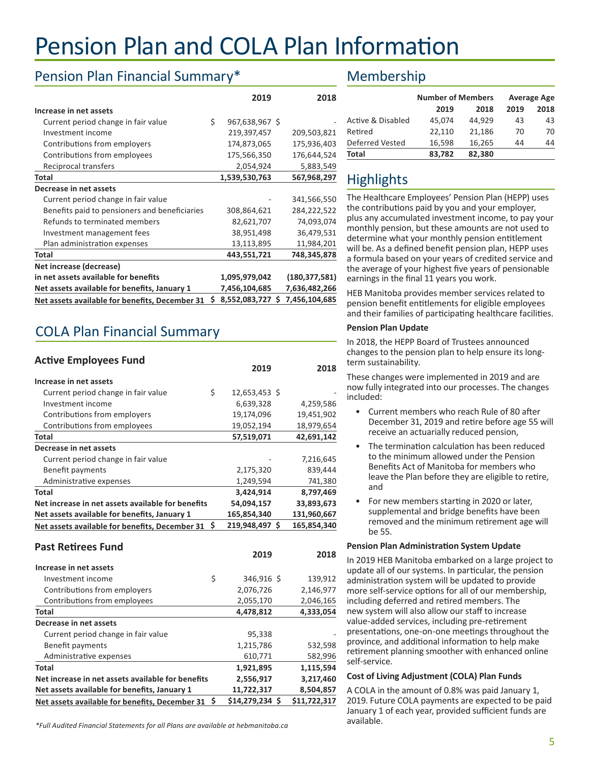# Pension Plan and COLA Plan Information

## Pension Plan Financial Summary*

| | 2019 | 2018 |
|---|---|---|
| **Increase in net assets** | | |
| Current period change in fair value | $ 967,638,967 | $ - |
| Investment income | 219,397,457 | 209,503,821 |
| Contributions from employers | 174,873,065 | 175,936,403 |
| Contributions from employees | 175,566,350 | 176,644,524 |
| Reciprocal transfers | 2,054,924 | 5,883,549 |
| **Total** | **1,539,530,763** | **567,968,297** |
| **Decrease in net assets** | | |
| Current period change in fair value | - | 341,566,550 |
| Benefits paid to pensioners and beneficiaries | 308,864,621 | 284,222,522 |
| Refunds to terminated members | 82,621,707 | 74,093,074 |
| Investment management fees | 38,951,498 | 36,479,531 |
| Plan administration expenses | 13,113,895 | 11,984,201 |
| **Total** | **443,551,721** | **748,345,878** |
| **Net increase (decrease) in net assets available for benefits** | **1,095,979,042** | **(180,377,581)** |
| **Net assets available for benefits, January 1** | **7,456,104,685** | **7,636,482,266** |
| **Net assets available for benefits, December 31** | **$ 8,552,083,727** | **$ 7,456,104,685** |

## COLA Plan Financial Summary

### Active Employees Fund

| | 2019 | 2018 |
|---|---|---|
| **Increase in net assets** | | |
| Current period change in fair value | $ 12,653,453 | $ - |
| Investment income | 6,639,328 | 4,259,586 |
| Contributions from employers | 19,174,096 | 19,451,902 |
| Contributions from employees | 19,052,194 | 18,979,654 |
| **Total** | **57,519,071** | **42,691,142** |
| **Decrease in net assets** | | |
| Current period change in fair value | - | 7,216,645 |
| Benefit payments | 2,175,320 | 839,444 |
| Administrative expenses | 1,249,594 | 741,380 |
| **Total** | **3,424,914** | **8,797,469** |
| **Net increase in net assets available for benefits** | **54,094,157** | **33,893,673** |
| **Net assets available for benefits, January 1** | **165,854,340** | **131,960,667** |
| **Net assets available for benefits, December 31** | **$ 219,948,497** | **$ 165,854,340** |

### Past Retirees Fund

| | 2019 | 2018 |
|---|---|---|
| **Increase in net assets** | | |
| Investment income | $ 346,916 | $ 139,912 |
| Contributions from employers | 2,076,726 | 2,146,977 |
| Contributions from employees | 2,055,170 | 2,046,165 |
| **Total** | **4,478,812** | **4,333,054** |
| **Decrease in net assets** | | |
| Current period change in fair value | 95,338 | - |
| Benefit payments | 1,215,786 | 532,598 |
| Administrative expenses | 610,771 | 582,996 |
| **Total** | **1,921,895** | **1,115,594** |
| **Net increase in net assets available for benefits** | **2,556,917** | **3,217,460** |
| **Net assets available for benefits, January 1** | **11,722,317** | **8,504,857** |
| **Net assets available for benefits, December 31** | **$ $14,279,234** | **$ $11,722,317** |

*Full Audited Financial Statements for all Plans are available at hebmanitoba.ca*

## Membership

| | Number of Members | | Average Age | |
|---|---|---|---|---|
| | 2019 | 2018 | 2019 | 2018 |
| Active & Disabled | 45,074 | 44,929 | 43 | 43 |
| Retired | 22,110 | 21,186 | 70 | 70 |
| Deferred Vested | 16,598 | 16,265 | 44 | 44 |
| **Total** | **83,782** | **82,380** | | |

## Highlights

The Healthcare Employees' Pension Plan (HEPP) uses the contributions paid by you and your employer, plus any accumulated investment income, to pay your monthly pension, but these amounts are not used to determine what your monthly pension entitlement will be. As a defined benefit pension plan, HEPP uses a formula based on your years of credited service and the average of your highest five years of pensionable earnings in the final 11 years you work.

HEB Manitoba provides member services related to pension benefit entitlements for eligible employees and their families of participating healthcare facilities.

**Pension Plan Update**

In 2018, the HEPP Board of Trustees announced changes to the pension plan to help ensure its long-term sustainability.

These changes were implemented in 2019 and are now fully integrated into our processes. The changes included:

- Current members who reach Rule of 80 after December 31, 2019 and retire before age 55 will receive an actuarially reduced pension,
- The termination calculation has been reduced to the minimum allowed under the Pension Benefits Act of Manitoba for members who leave the Plan before they are eligible to retire, and
- For new members starting in 2020 or later, supplemental and bridge benefits have been removed and the minimum retirement age will be 55.

**Pension Plan Administration System Update**

In 2019 HEB Manitoba embarked on a large project to update all of our systems. In particular, the pension administration system will be updated to provide more self-service options for all of our membership, including deferred and retired members. The new system will also allow our staff to increase value-added services, including pre-retirement presentations, one-on-one meetings throughout the province, and additional information to help make retirement planning smoother with enhanced online self-service.

**Cost of Living Adjustment (COLA) Plan Funds**

A COLA in the amount of 0.8% was paid January 1, 2019. Future COLA payments are expected to be paid January 1 of each year, provided sufficient funds are available.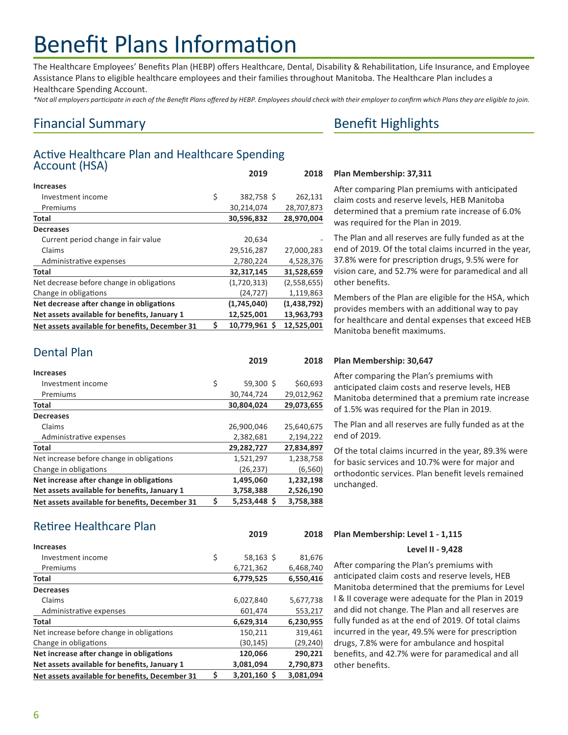# Benefit Plans Information

The Healthcare Employees' Benefits Plan (HEBP) offers Healthcare, Dental, Disability & Rehabilitation, Life Insurance, and Employee Assistance Plans to eligible healthcare employees and their families throughout Manitoba. The Healthcare Plan includes a Healthcare Spending Account.

*\*Not all employers participate in each of the Benefit Plans offered by HEBP. Employees should check with their employer to confirm which Plans they are eligible to join.*

## Financial Summary

### Active Healthcare Plan and Healthcare Spending Account (HSA)

| | 2019 | 2018 |
|---|---|---|
| **Increases** | | |
| Investment income | $ 382,758 | $ 262,131 |
| Premiums | 30,214,074 | 28,707,873 |
| **Total** | **30,596,832** | **28,970,004** |
| **Decreases** | | |
| Current period change in fair value | 20,634 | - |
| Claims | 29,516,287 | 27,000,283 |
| Administrative expenses | 2,780,224 | 4,528,376 |
| **Total** | **32,317,145** | **31,528,659** |
| Net decrease before change in obligations | (1,720,313) | (2,558,655) |
| Change in obligations | (24,727) | 1,119,863 |
| **Net decrease after change in obligations** | **(1,745,040)** | **(1,438,792)** |
| **Net assets available for benefits, January 1** | **12,525,001** | **13,963,793** |
| **Net assets available for benefits, December 31** | **$ 10,779,961** | **$ 12,525,001** |

### Dental Plan

| | 2019 | 2018 |
|---|---|---|
| **Increases** | | |
| Investment income | $ 59,300 | $ $60,693 |
| Premiums | 30,744,724 | 29,012,962 |
| **Total** | **30,804,024** | **29,073,655** |
| **Decreases** | | |
| Claims | 26,900,046 | 25,640,675 |
| Administrative expenses | 2,382,681 | 2,194,222 |
| **Total** | **29,282,727** | **27,834,897** |
| Net increase before change in obligations | 1,521,297 | 1,238,758 |
| Change in obligations | (26,237) | (6,560) |
| **Net increase after change in obligations** | **1,495,060** | **1,232,198** |
| **Net assets available for benefits, January 1** | **3,758,388** | **2,526,190** |
| **Net assets available for benefits, December 31** | **$ 5,253,448** | **$ 3,758,388** |

### Retiree Healthcare Plan

| | 2019 | 2018 |
|---|---|---|
| **Increases** | | |
| Investment income | $ 58,163 | $ 81,676 |
| Premiums | 6,721,362 | 6,468,740 |
| **Total** | **6,779,525** | **6,550,416** |
| **Decreases** | | |
| Claims | 6,027,840 | 5,677,738 |
| Administrative expenses | 601,474 | 553,217 |
| **Total** | **6,629,314** | **6,230,955** |
| Net increase before change in obligations | 150,211 | 319,461 |
| Change in obligations | (30,145) | (29,240) |
| **Net increase after change in obligations** | **120,066** | **290,221** |
| **Net assets available for benefits, January 1** | **3,081,094** | **2,790,873** |
| **Net assets available for benefits, December 31** | **$ 3,201,160** | **$ 3,081,094** |

## Benefit Highlights

**Plan Membership: 37,311**

After comparing Plan premiums with anticipated claim costs and reserve levels, HEB Manitoba determined that a premium rate increase of 6.0% was required for the Plan in 2019.

The Plan and all reserves are fully funded as at the end of 2019. Of the total claims incurred in the year, 37.8% were for prescription drugs, 9.5% were for vision care, and 52.7% were for paramedical and all other benefits.

Members of the Plan are eligible for the HSA, which provides members with an additional way to pay for healthcare and dental expenses that exceed HEB Manitoba benefit maximums.

**Plan Membership: 30,647**

After comparing the Plan's premiums with anticipated claim costs and reserve levels, HEB Manitoba determined that a premium rate increase of 1.5% was required for the Plan in 2019.

The Plan and all reserves are fully funded as at the end of 2019.

Of the total claims incurred in the year, 89.3% were for basic services and 10.7% were for major and orthodontic services. Plan benefit levels remained unchanged.

**Plan Membership: Level 1 - 1,115**

**Level II - 9,428**

After comparing the Plan's premiums with anticipated claim costs and reserve levels, HEB Manitoba determined that the premiums for Level I & II coverage were adequate for the Plan in 2019 and did not change. The Plan and all reserves are fully funded as at the end of 2019. Of total claims incurred in the year, 49.5% were for prescription drugs, 7.8% were for ambulance and hospital benefits, and 42.7% were for paramedical and all other benefits.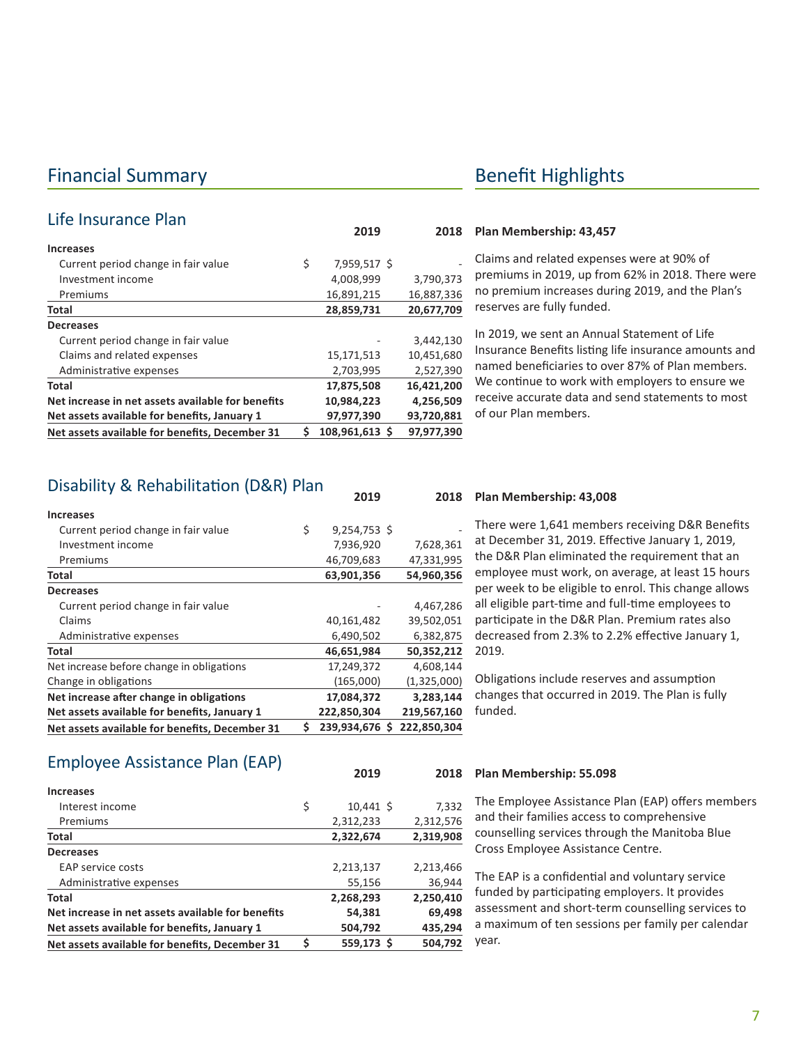## Financial Summary

### Life Insurance Plan

| | 2019 | 2018 |
|---|---|---|
| **Increases** | | |
| Current period change in fair value | $ 7,959,517 | $ - |
| Investment income | 4,008,999 | 3,790,373 |
| Premiums | 16,891,215 | 16,887,336 |
| **Total** | **28,859,731** | **20,677,709** |
| **Decreases** | | |
| Current period change in fair value | - | 3,442,130 |
| Claims and related expenses | 15,171,513 | 10,451,680 |
| Administrative expenses | 2,703,995 | 2,527,390 |
| **Total** | **17,875,508** | **16,421,200** |
| **Net increase in net assets available for benefits** | **10,984,223** | **4,256,509** |
| **Net assets available for benefits, January 1** | **97,977,390** | **93,720,881** |
| **Net assets available for benefits, December 31** | **$ 108,961,613** | **$ 97,977,390** |

### Disability & Rehabilitation (D&R) Plan

| | 2019 | 2018 |
|---|---|---|
| **Increases** | | |
| Current period change in fair value | $ 9,254,753 | $ - |
| Investment income | 7,936,920 | 7,628,361 |
| Premiums | 46,709,683 | 47,331,995 |
| **Total** | **63,901,356** | **54,960,356** |
| **Decreases** | | |
| Current period change in fair value | - | 4,467,286 |
| Claims | 40,161,482 | 39,502,051 |
| Administrative expenses | 6,490,502 | 6,382,875 |
| **Total** | **46,651,984** | **50,352,212** |
| Net increase before change in obligations | 17,249,372 | 4,608,144 |
| Change in obligations | (165,000) | (1,325,000) |
| **Net increase after change in obligations** | **17,084,372** | **3,283,144** |
| **Net assets available for benefits, January 1** | **222,850,304** | **219,567,160** |
| **Net assets available for benefits, December 31** | **$ 239,934,676** | **$ 222,850,304** |

### Employee Assistance Plan (EAP)

| | 2019 | 2018 |
|---|---|---|
| **Increases** | | |
| Interest income | $ 10,441 | $ 7,332 |
| Premiums | 2,312,233 | 2,312,576 |
| **Total** | **2,322,674** | **2,319,908** |
| **Decreases** | | |
| EAP service costs | 2,213,137 | 2,213,466 |
| Administrative expenses | 55,156 | 36,944 |
| **Total** | **2,268,293** | **2,250,410** |
| **Net increase in net assets available for benefits** | **54,381** | **69,498** |
| **Net assets available for benefits, January 1** | **504,792** | **435,294** |
| **Net assets available for benefits, December 31** | **$ 559,173** | **$ 504,792** |

## Benefit Highlights

**Plan Membership: 43,457**

Claims and related expenses were at 90% of premiums in 2019, up from 62% in 2018. There were no premium increases during 2019, and the Plan's reserves are fully funded.

In 2019, we sent an Annual Statement of Life Insurance Benefits listing life insurance amounts and named beneficiaries to over 87% of Plan members. We continue to work with employers to ensure we receive accurate data and send statements to most of our Plan members.

**Plan Membership: 43,008**

There were 1,641 members receiving D&R Benefits at December 31, 2019. Effective January 1, 2019, the D&R Plan eliminated the requirement that an employee must work, on average, at least 15 hours per week to be eligible to enrol. This change allows all eligible part-time and full-time employees to participate in the D&R Plan. Premium rates also decreased from 2.3% to 2.2% effective January 1, 2019.

Obligations include reserves and assumption changes that occurred in 2019. The Plan is fully funded.

**Plan Membership: 55.098**

The Employee Assistance Plan (EAP) offers members and their families access to comprehensive counselling services through the Manitoba Blue Cross Employee Assistance Centre.

The EAP is a confidential and voluntary service funded by participating employers. It provides assessment and short-term counselling services to a maximum of ten sessions per family per calendar year.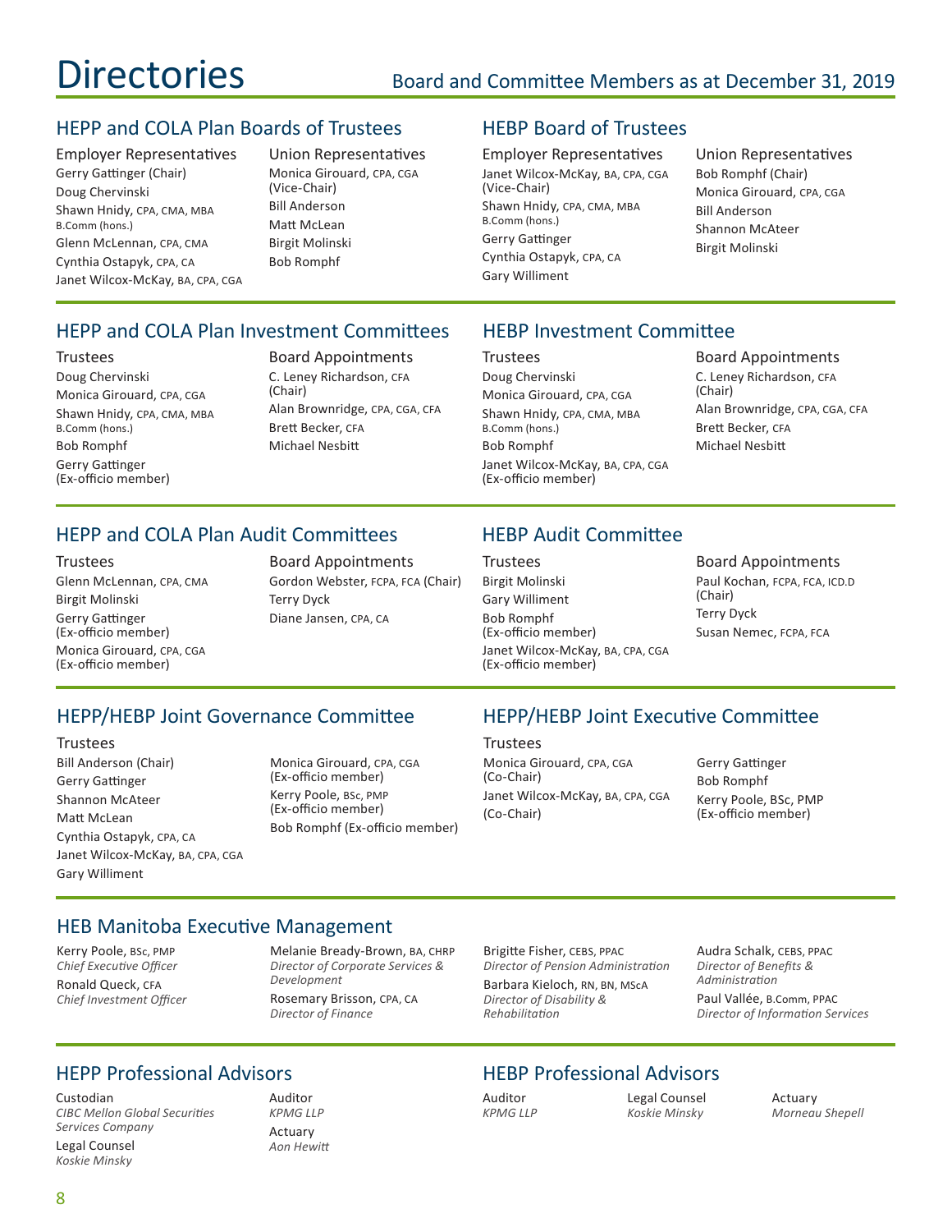# Directories

Board and Committee Members as at December 31, 2019

## HEPP and COLA Plan Boards of Trustees

### Employer Representatives

Gerry Gattinger (Chair)
Doug Chervinski
Shawn Hnidy, CPA, CMA, MBA B.Comm (hons.)
Glenn McLennan, CPA, CMA
Cynthia Ostapyk, CPA, CA
Janet Wilcox-McKay, BA, CPA, CGA

### Union Representatives

Monica Girouard, CPA, CGA (Vice-Chair)
Bill Anderson
Matt McLean
Birgit Molinski
Bob Romphf

## HEBP Board of Trustees

### Employer Representatives

Janet Wilcox-McKay, BA, CPA, CGA (Vice-Chair)
Shawn Hnidy, CPA, CMA, MBA B.Comm (hons.)
Gerry Gattinger
Cynthia Ostapyk, CPA, CA
Gary Williment

### Union Representatives

Bob Romphf (Chair)
Monica Girouard, CPA, CGA
Bill Anderson
Shannon McAteer
Birgit Molinski

## HEPP and COLA Plan Investment Committees

### Trustees

Doug Chervinski
Monica Girouard, CPA, CGA
Shawn Hnidy, CPA, CMA, MBA B.Comm (hons.)
Bob Romphf
Gerry Gattinger (Ex-officio member)

### Board Appointments

C. Leney Richardson, CFA (Chair)
Alan Brownridge, CPA, CGA, CFA
Brett Becker, CFA
Michael Nesbitt

## HEBP Investment Committee

### Trustees

Doug Chervinski
Monica Girouard, CPA, CGA
Shawn Hnidy, CPA, CMA, MBA B.Comm (hons.)
Bob Romphf
Janet Wilcox-McKay, BA, CPA, CGA (Ex-officio member)

### Board Appointments

C. Leney Richardson, CFA (Chair)
Alan Brownridge, CPA, CGA, CFA
Brett Becker, CFA
Michael Nesbitt

## HEPP and COLA Plan Audit Committees

### Trustees

Glenn McLennan, CPA, CMA
Birgit Molinski
Gerry Gattinger (Ex-officio member)
Monica Girouard, CPA, CGA (Ex-officio member)

### Board Appointments

Gordon Webster, FCPA, FCA (Chair)
Terry Dyck
Diane Jansen, CPA, CA

## HEBP Audit Committee

### Trustees

Birgit Molinski
Gary Williment
Bob Romphf (Ex-officio member)
Janet Wilcox-McKay, BA, CPA, CGA (Ex-officio member)

### Board Appointments

Paul Kochan, FCPA, FCA, ICD.D (Chair)
Terry Dyck
Susan Nemec, FCPA, FCA

## HEPP/HEBP Joint Governance Committee

### Trustees

Bill Anderson (Chair)
Gerry Gattinger
Shannon McAteer
Matt McLean
Cynthia Ostapyk, CPA, CA
Janet Wilcox-McKay, BA, CPA, CGA
Gary Williment
Monica Girouard, CPA, CGA (Ex-officio member)
Kerry Poole, BSc, PMP (Ex-officio member)
Bob Romphf (Ex-officio member)

## HEPP/HEBP Joint Executive Committee

### Trustees

Monica Girouard, CPA, CGA (Co-Chair)
Janet Wilcox-McKay, BA, CPA, CGA (Co-Chair)
Gerry Gattinger
Bob Romphf
Kerry Poole, BSc, PMP (Ex-officio member)

## HEB Manitoba Executive Management

Kerry Poole, BSc, PMP
*Chief Executive Officer*

Ronald Queck, CFA
*Chief Investment Officer*

Melanie Bready-Brown, BA, CHRP
*Director of Corporate Services & Development*

Rosemary Brisson, CPA, CA
*Director of Finance*

Brigitte Fisher, CEBS, PPAC
*Director of Pension Administration*

Barbara Kieloch, RN, BN, MScA
*Director of Disability & Rehabilitation*

Audra Schalk, CEBS, PPAC
*Director of Benefits & Administration*

Paul Vallée, B.Comm, PPAC
*Director of Information Services*

## HEPP Professional Advisors

Custodian
*CIBC Mellon Global Securities Services Company*

Legal Counsel
*Koskie Minsky*

Auditor
*KPMG LLP*

Actuary
*Aon Hewitt*

## HEBP Professional Advisors

Auditor
*KPMG LLP*

Legal Counsel
*Koskie Minsky*

Actuary
*Morneau Shepell*